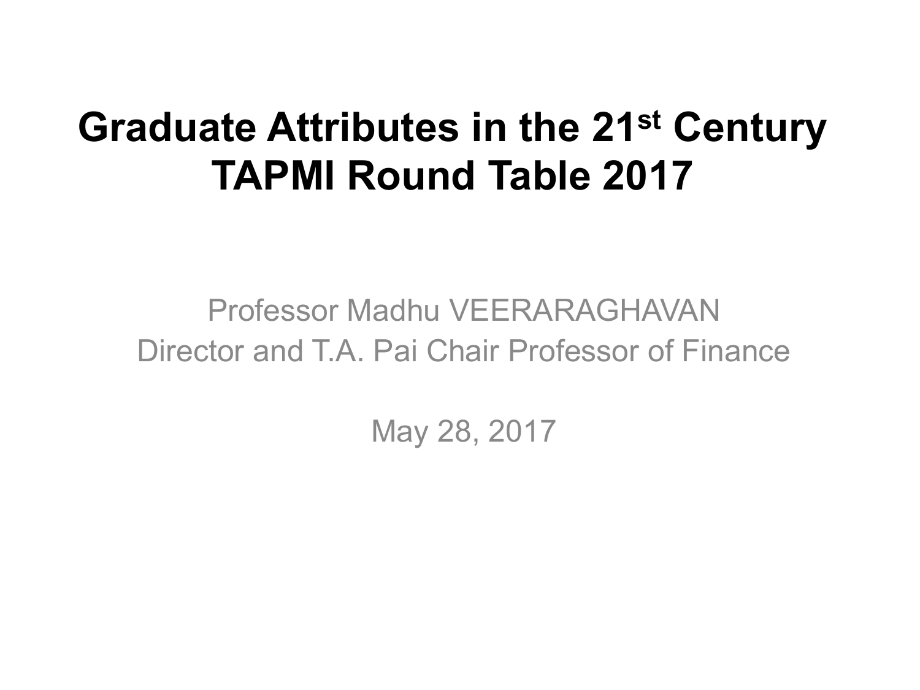# Graduate Attributes in the 21st Century
# TAPMI Round Table 2017

Professor Madhu VEERARAGHAVAN

Director and T.A. Pai Chair Professor of Finance

May 28, 2017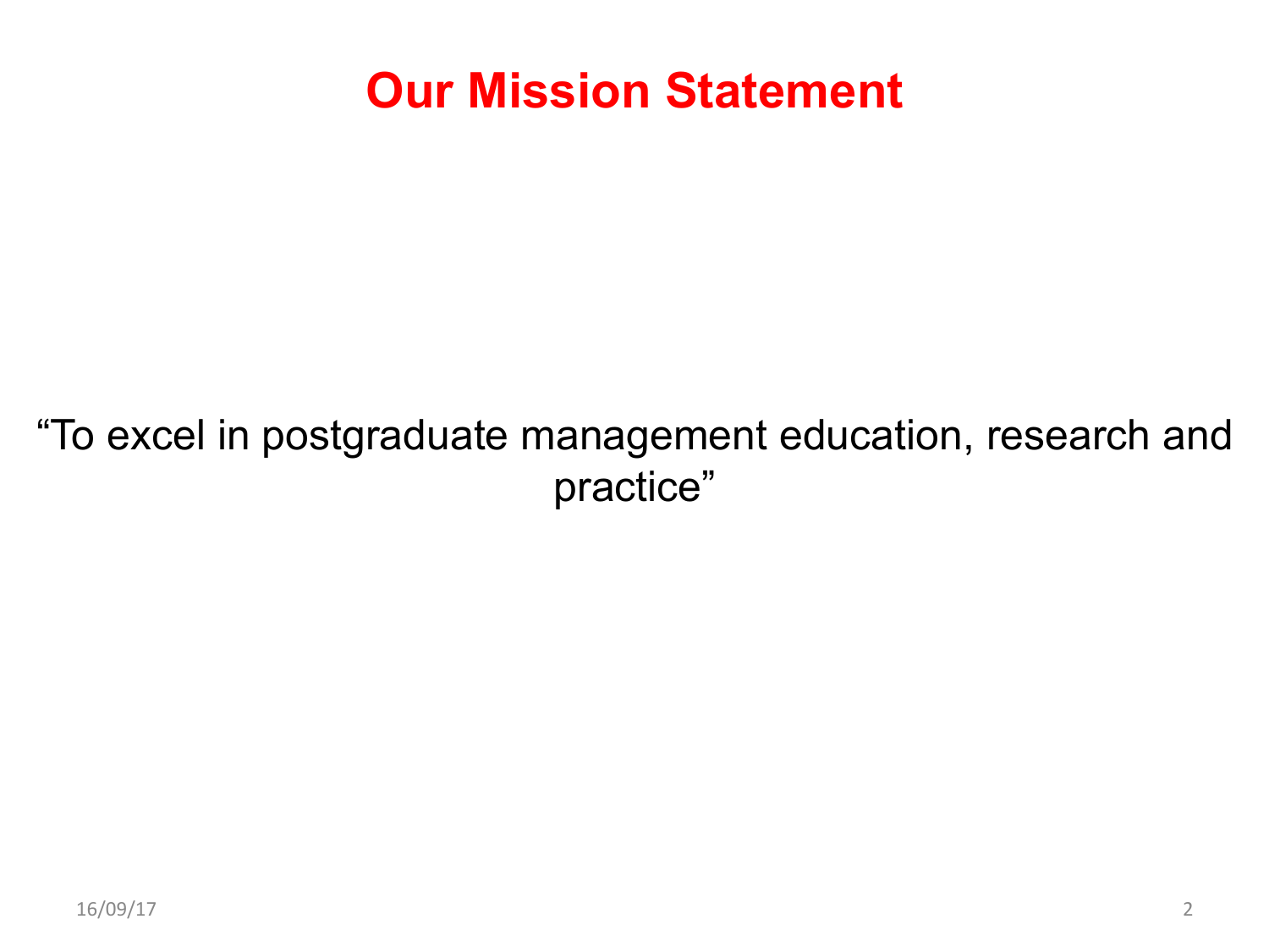# Our Mission Statement

"To excel in postgraduate management education, research and practice"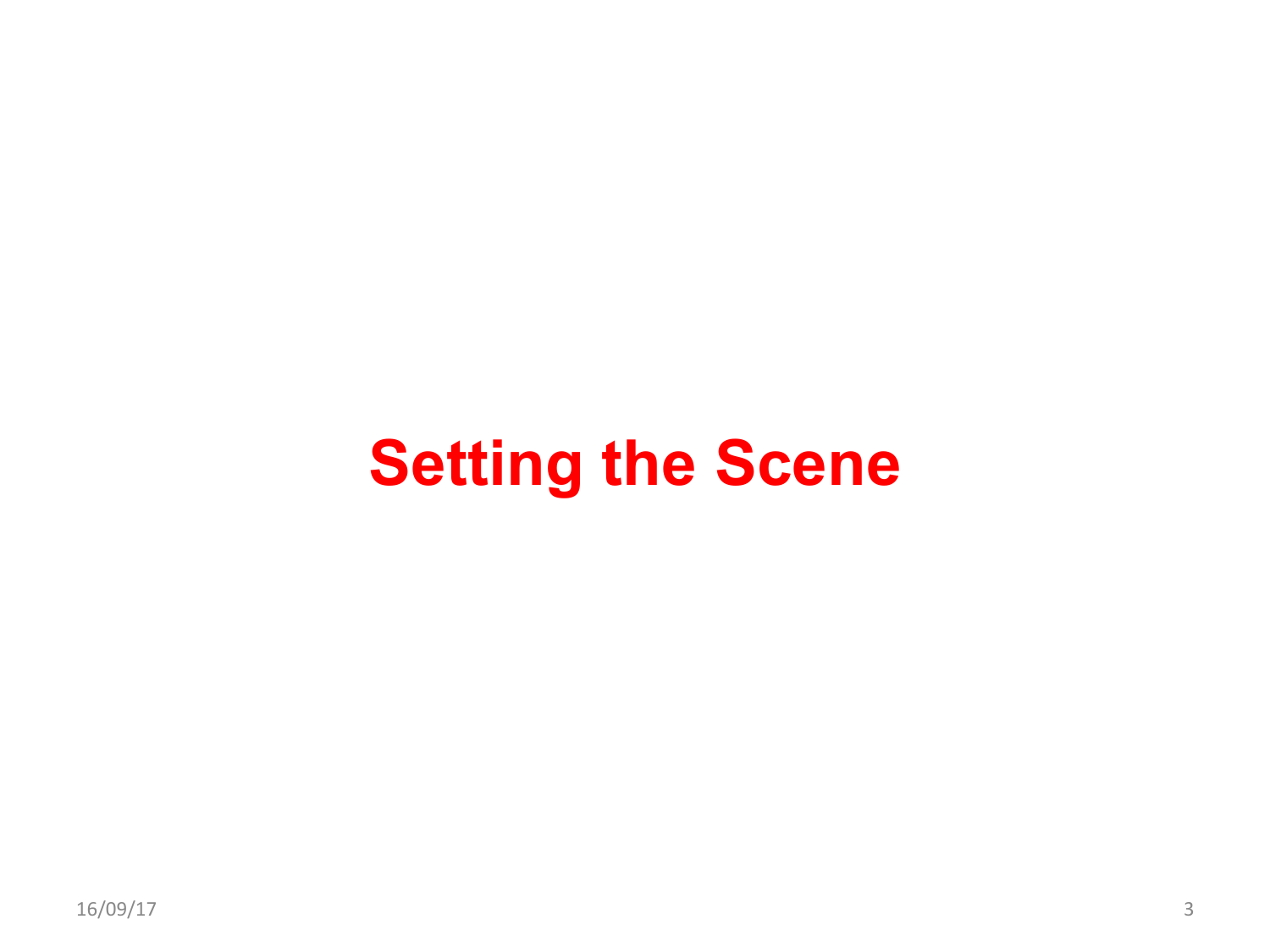# Setting the Scene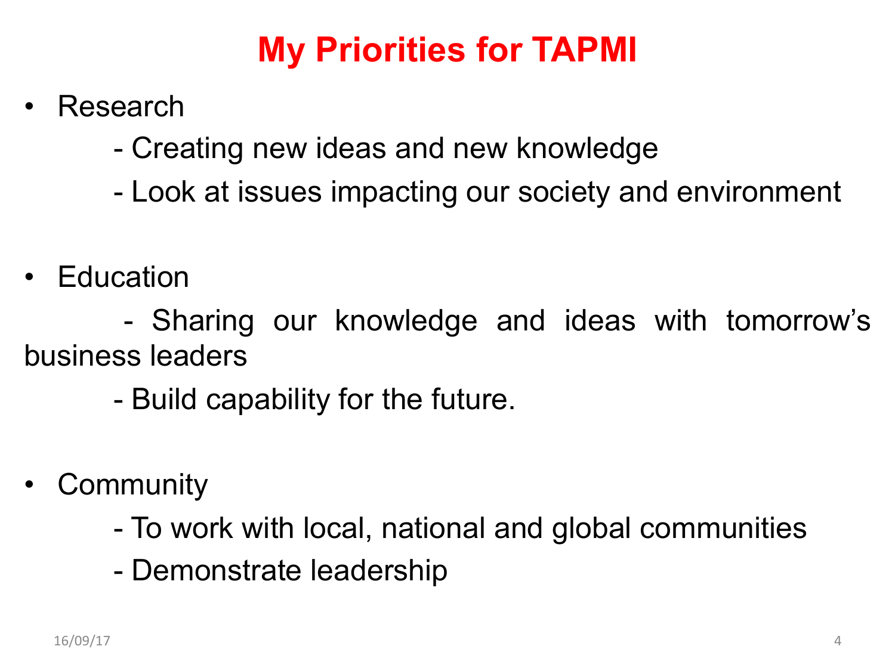# My Priorities for TAPMI

- Research
  - Creating new ideas and new knowledge
  - Look at issues impacting our society and environment

- Education
  - Sharing our knowledge and ideas with tomorrow's business leaders
  - Build capability for the future.

- Community
  - To work with local, national and global communities
  - Demonstrate leadership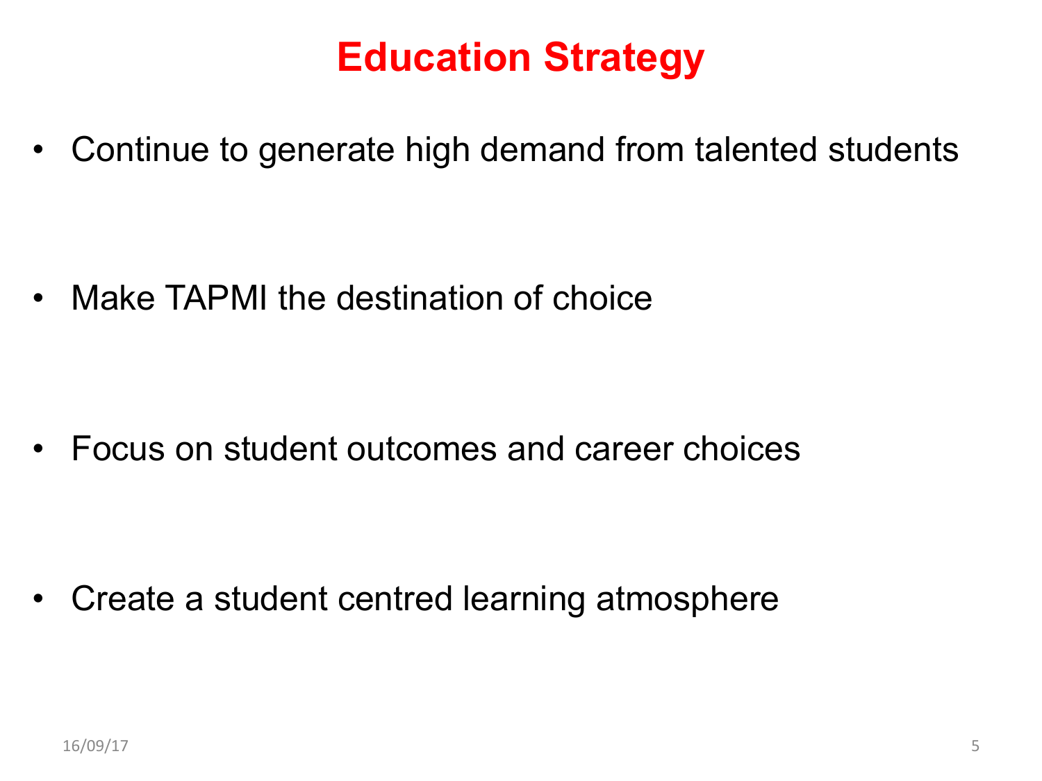# Education Strategy

- Continue to generate high demand from talented students

- Make TAPMI the destination of choice

- Focus on student outcomes and career choices

- Create a student centred learning atmosphere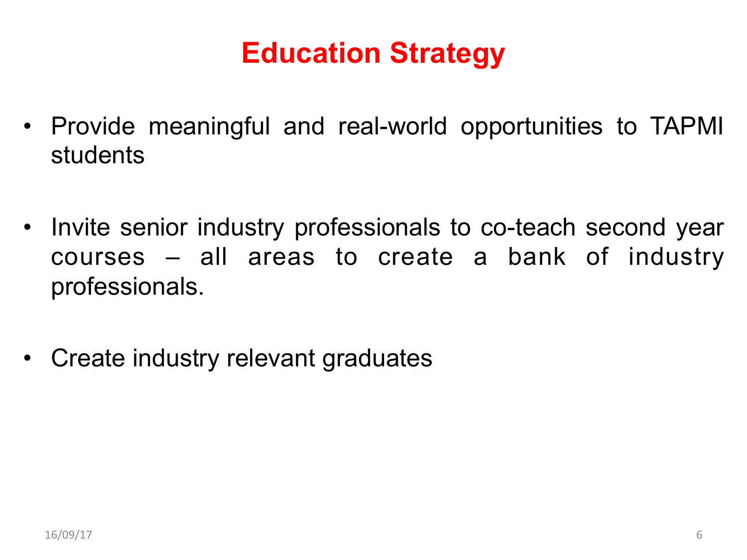# Education Strategy

- Provide meaningful and real-world opportunities to TAPMI students
- Invite senior industry professionals to co-teach second year courses – all areas to create a bank of industry professionals.
- Create industry relevant graduates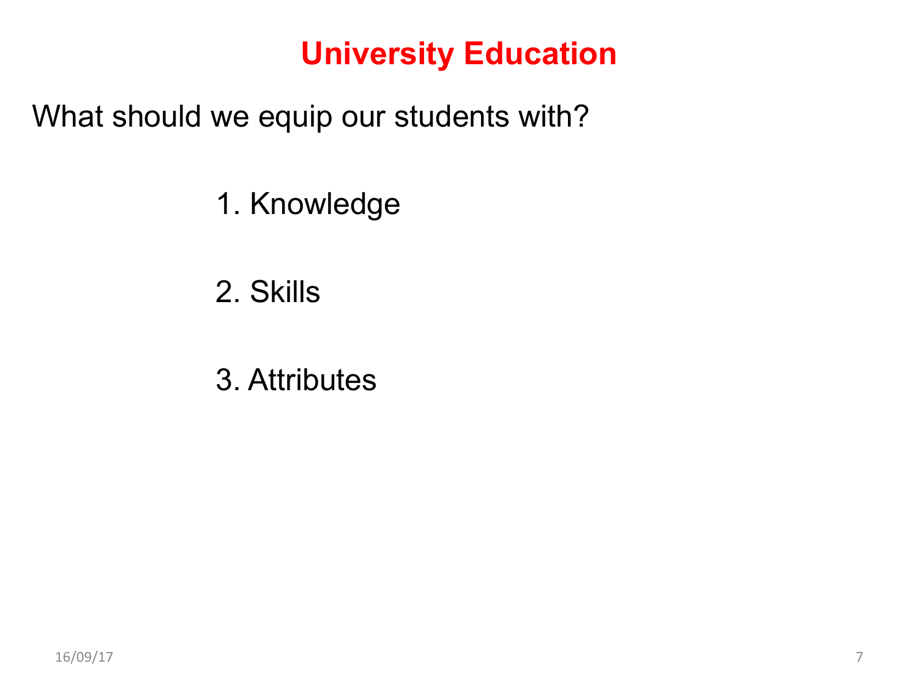# University Education

What should we equip our students with?

1. Knowledge

2. Skills

3. Attributes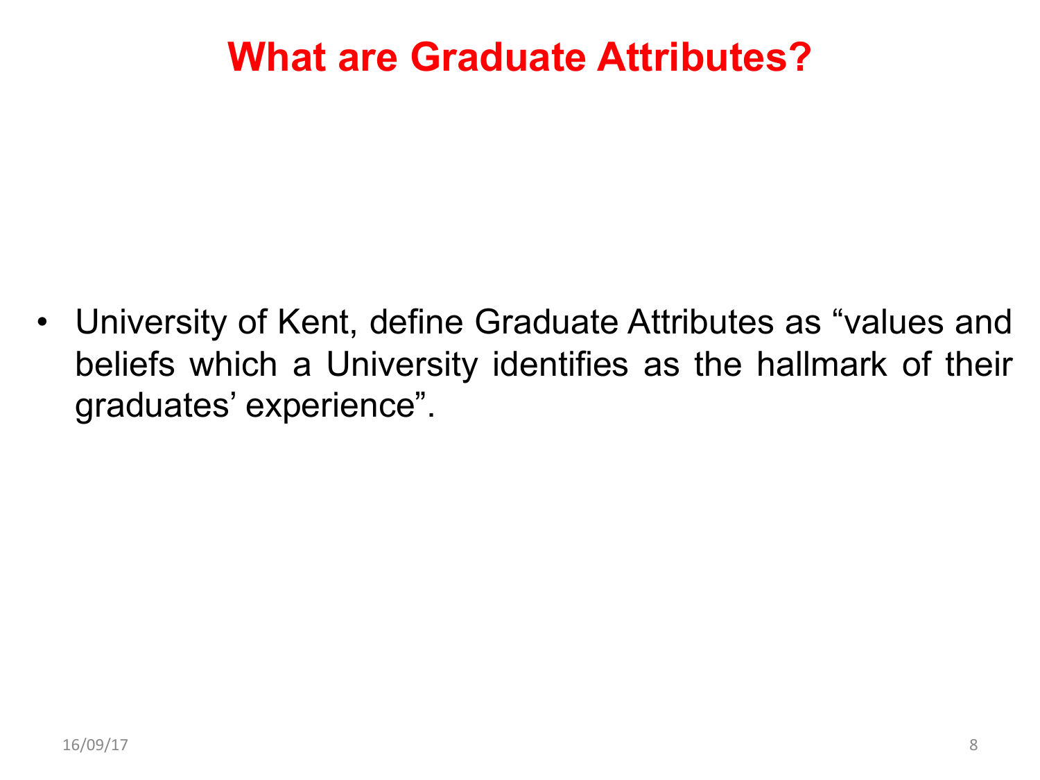# What are Graduate Attributes?

- University of Kent, define Graduate Attributes as “values and beliefs which a University identifies as the hallmark of their graduates’ experience”.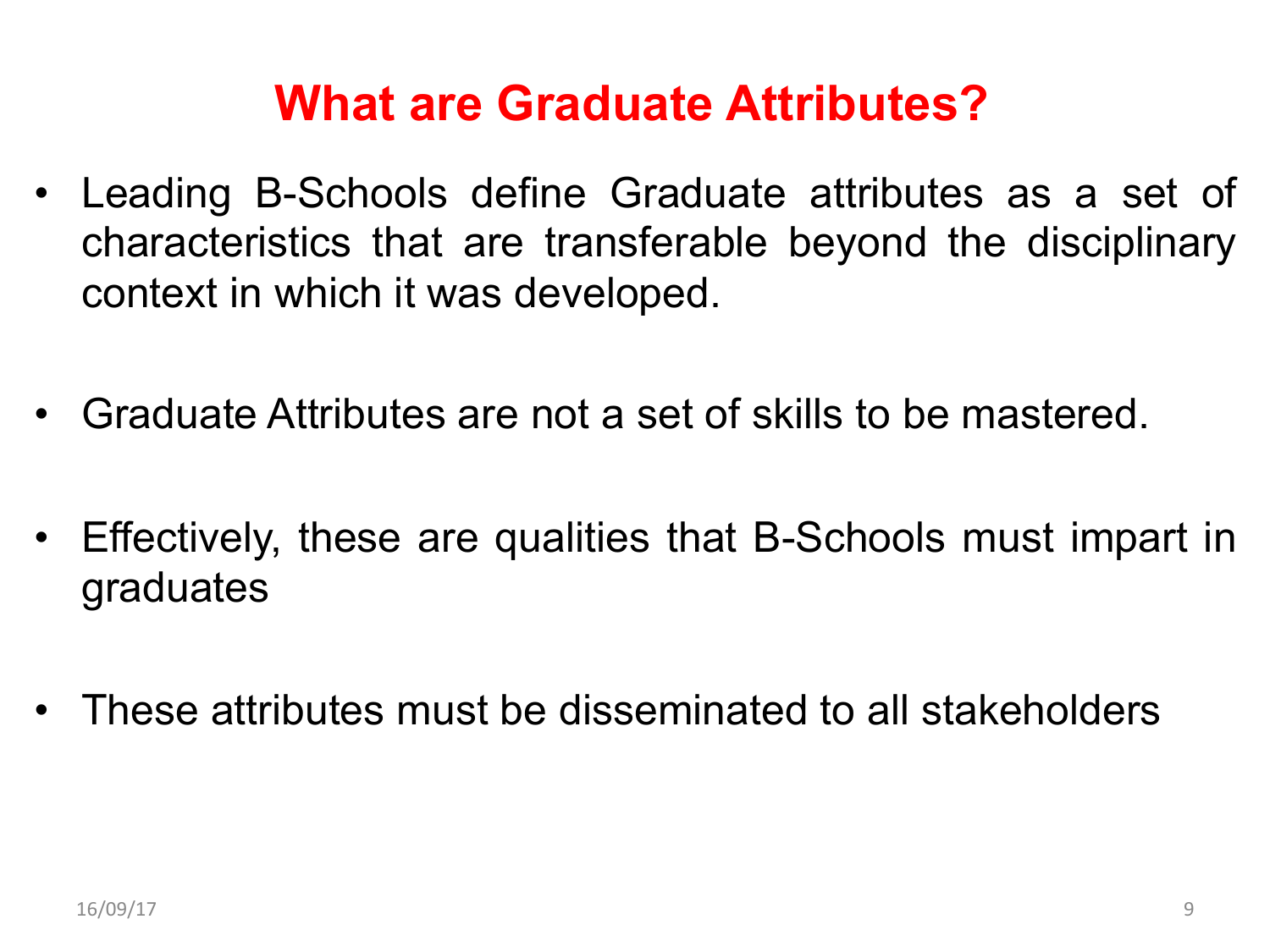# What are Graduate Attributes?

- Leading B-Schools define Graduate attributes as a set of characteristics that are transferable beyond the disciplinary context in which it was developed.

- Graduate Attributes are not a set of skills to be mastered.

- Effectively, these are qualities that B-Schools must impart in graduates

- These attributes must be disseminated to all stakeholders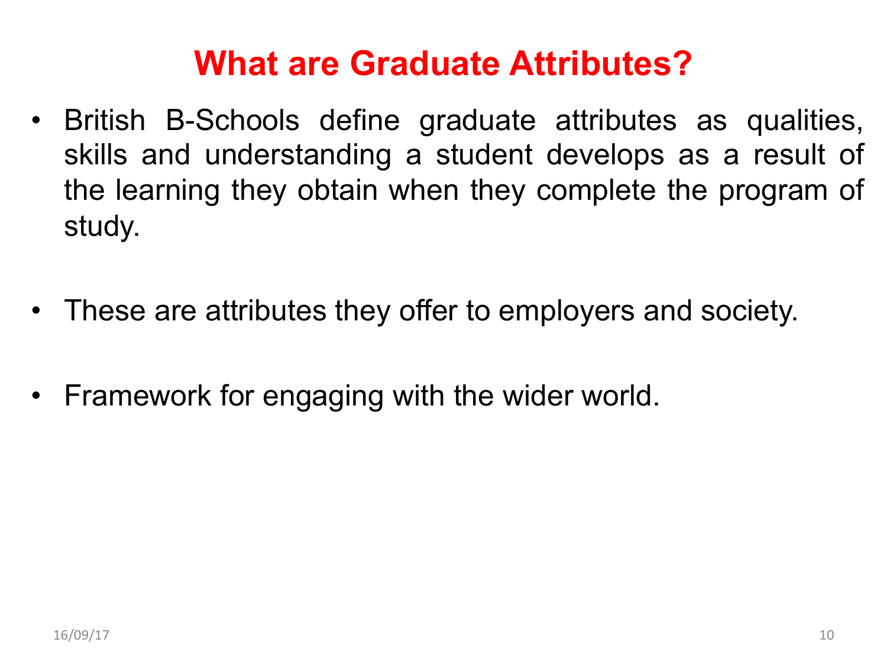# What are Graduate Attributes?

- British B-Schools define graduate attributes as qualities, skills and understanding a student develops as a result of the learning they obtain when they complete the program of study.

- These are attributes they offer to employers and society.

- Framework for engaging with the wider world.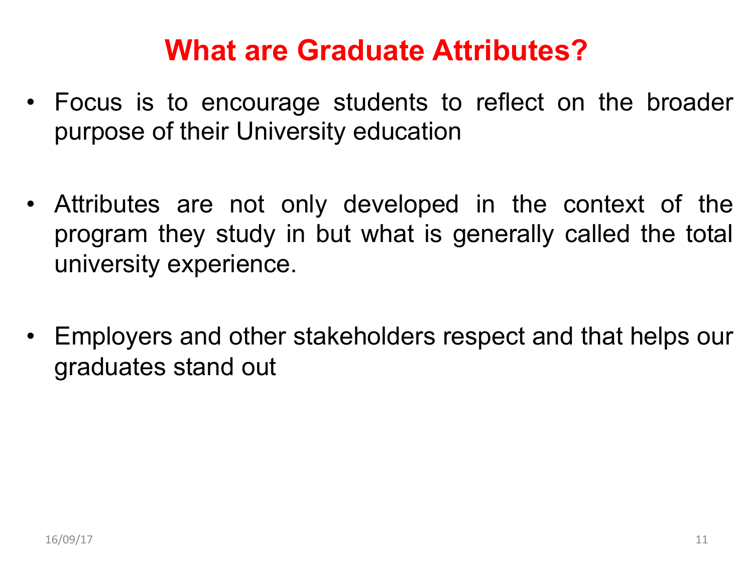# What are Graduate Attributes?

- Focus is to encourage students to reflect on the broader purpose of their University education
- Attributes are not only developed in the context of the program they study in but what is generally called the total university experience.
- Employers and other stakeholders respect and that helps our graduates stand out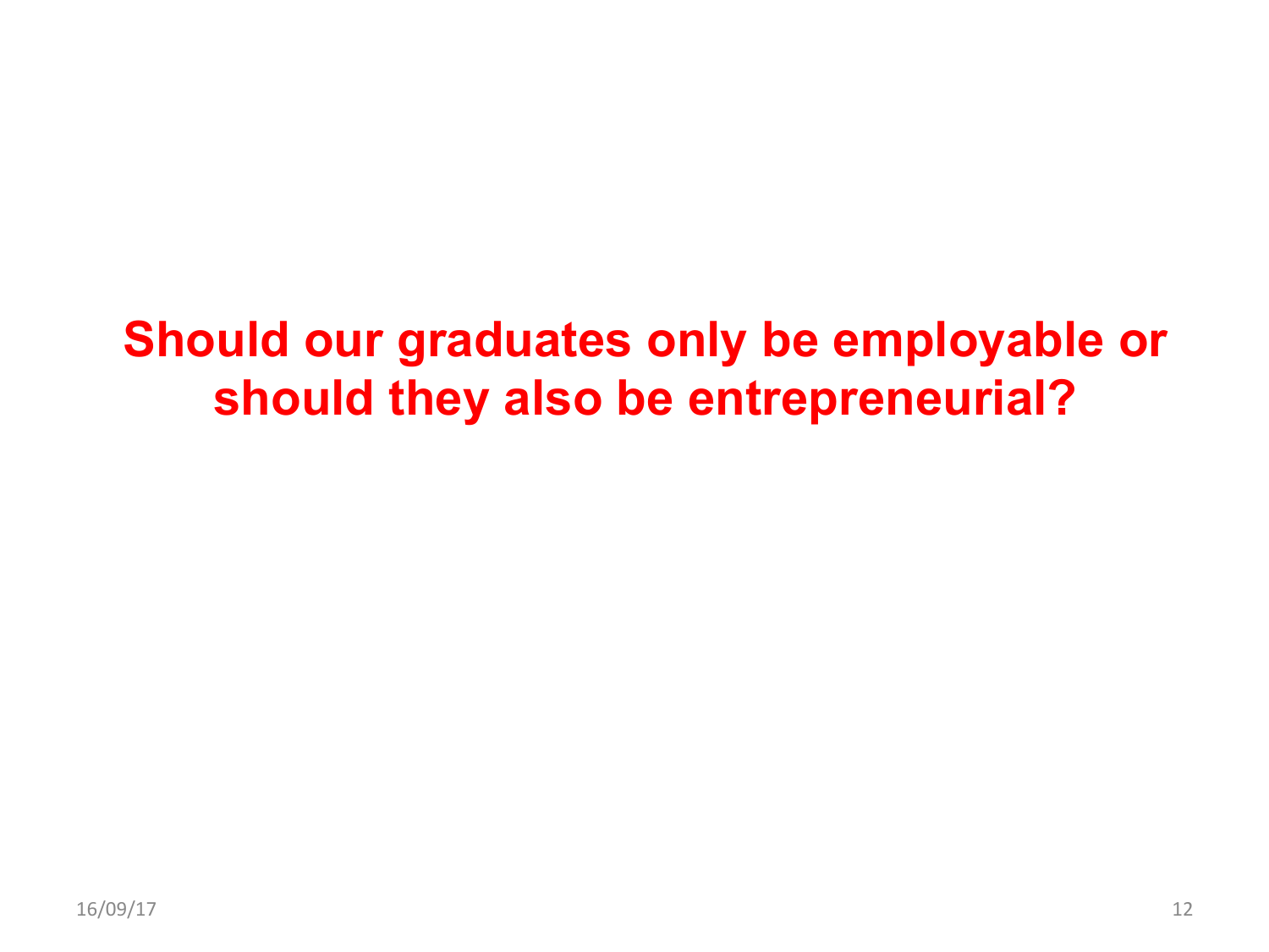**Should our graduates only be employable or should they also be entrepreneurial?**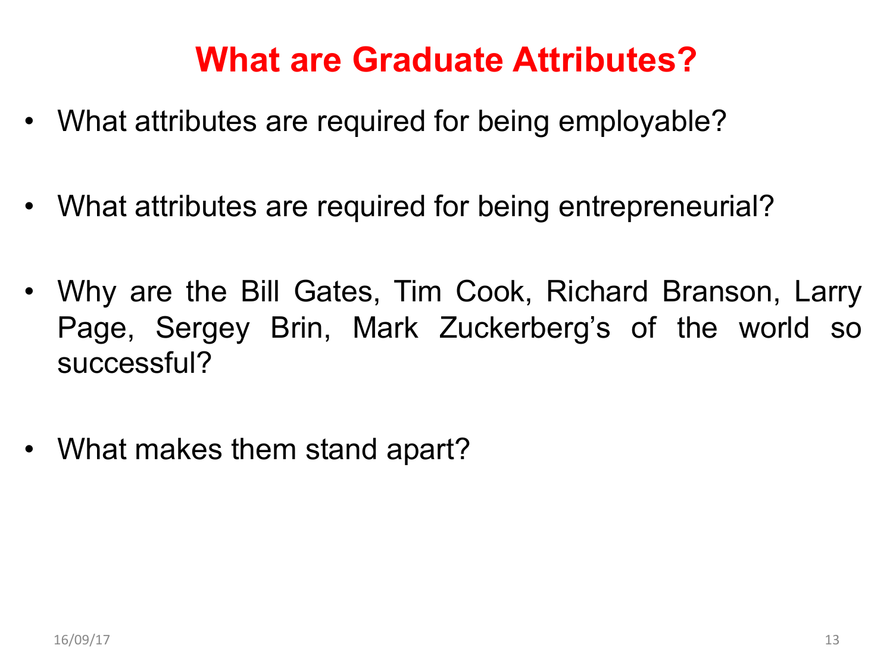# What are Graduate Attributes?

- What attributes are required for being employable?
- What attributes are required for being entrepreneurial?
- Why are the Bill Gates, Tim Cook, Richard Branson, Larry Page, Sergey Brin, Mark Zuckerberg's of the world so successful?
- What makes them stand apart?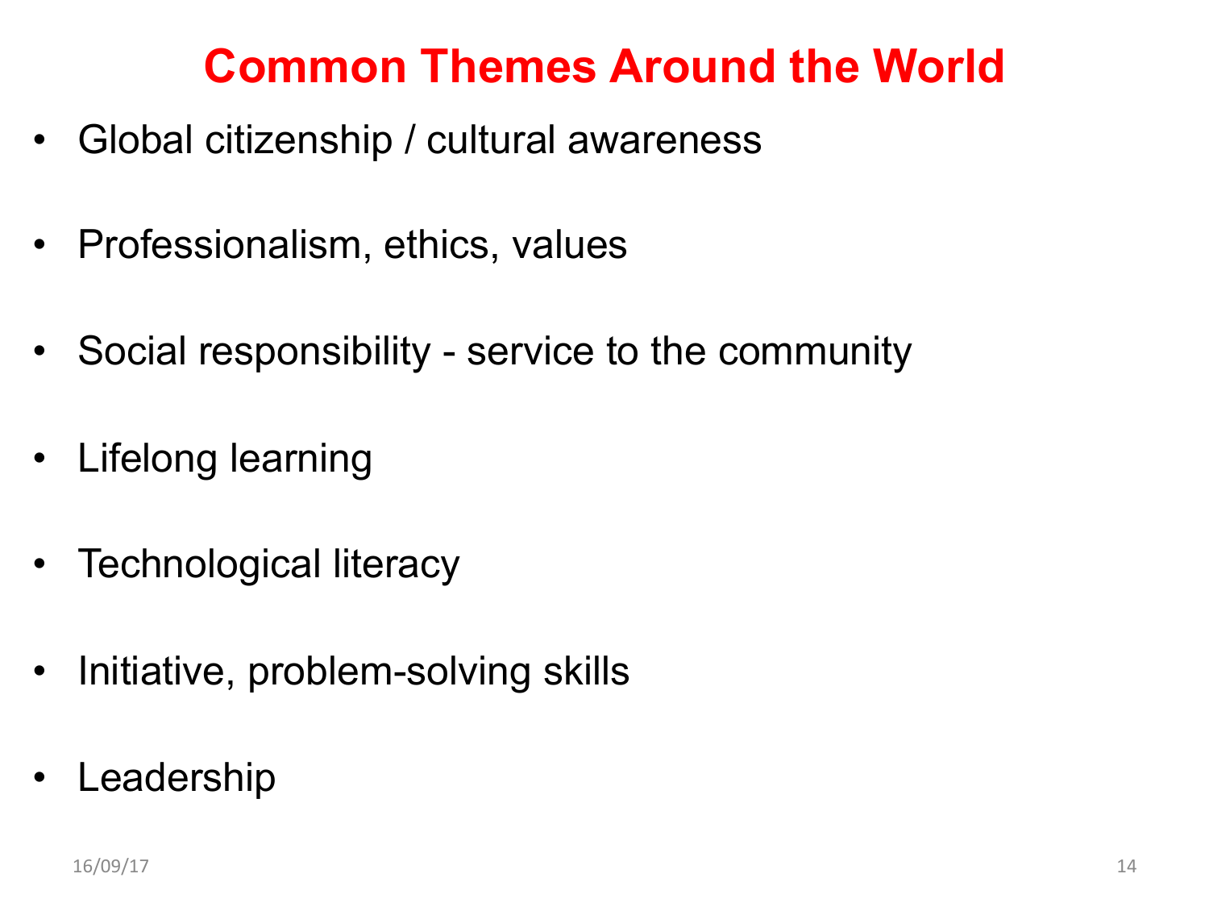# Common Themes Around the World

- Global citizenship / cultural awareness
- Professionalism, ethics, values
- Social responsibility - service to the community
- Lifelong learning
- Technological literacy
- Initiative, problem-solving skills
- Leadership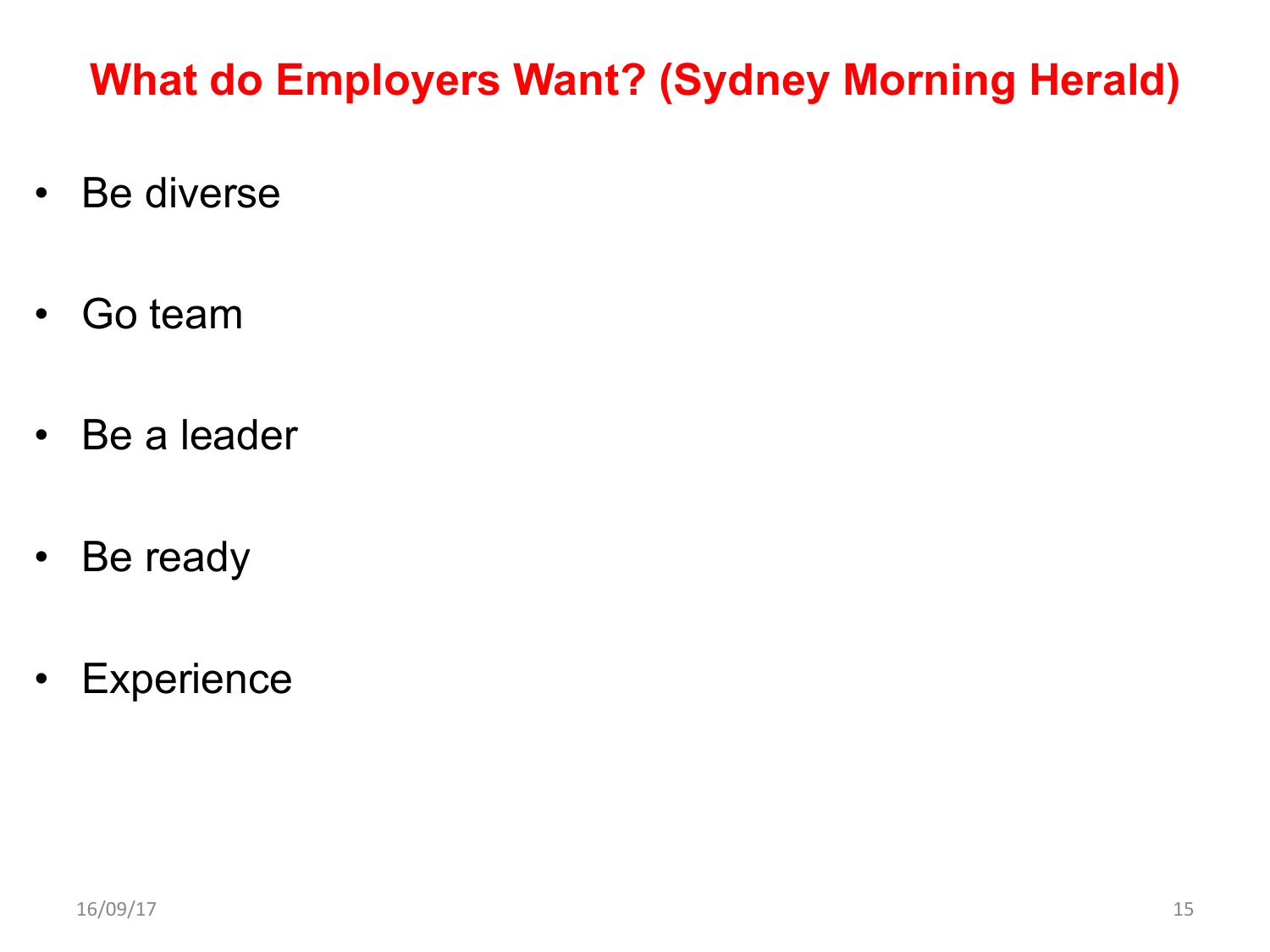# What do Employers Want? (Sydney Morning Herald)

- Be diverse
- Go team
- Be a leader
- Be ready
- Experience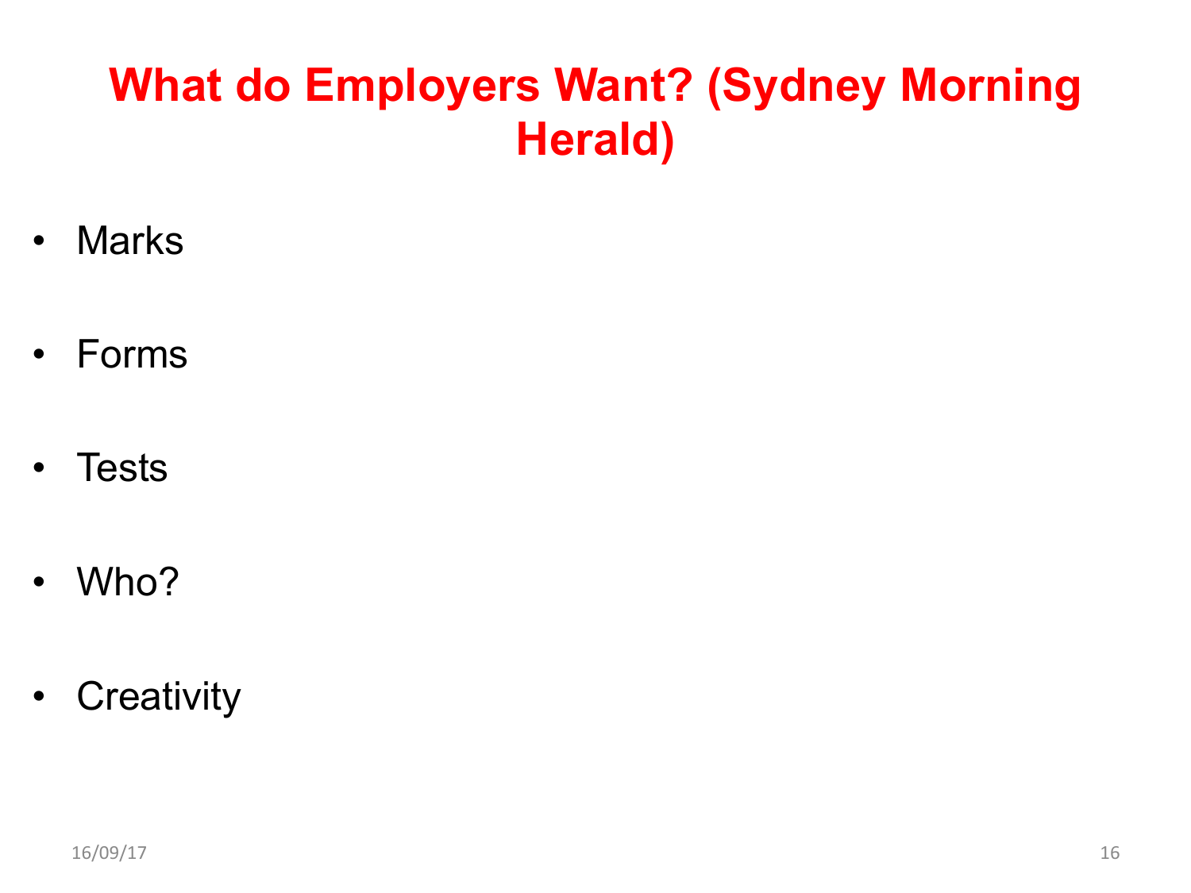# What do Employers Want? (Sydney Morning Herald)

- Marks
- Forms
- Tests
- Who?
- Creativity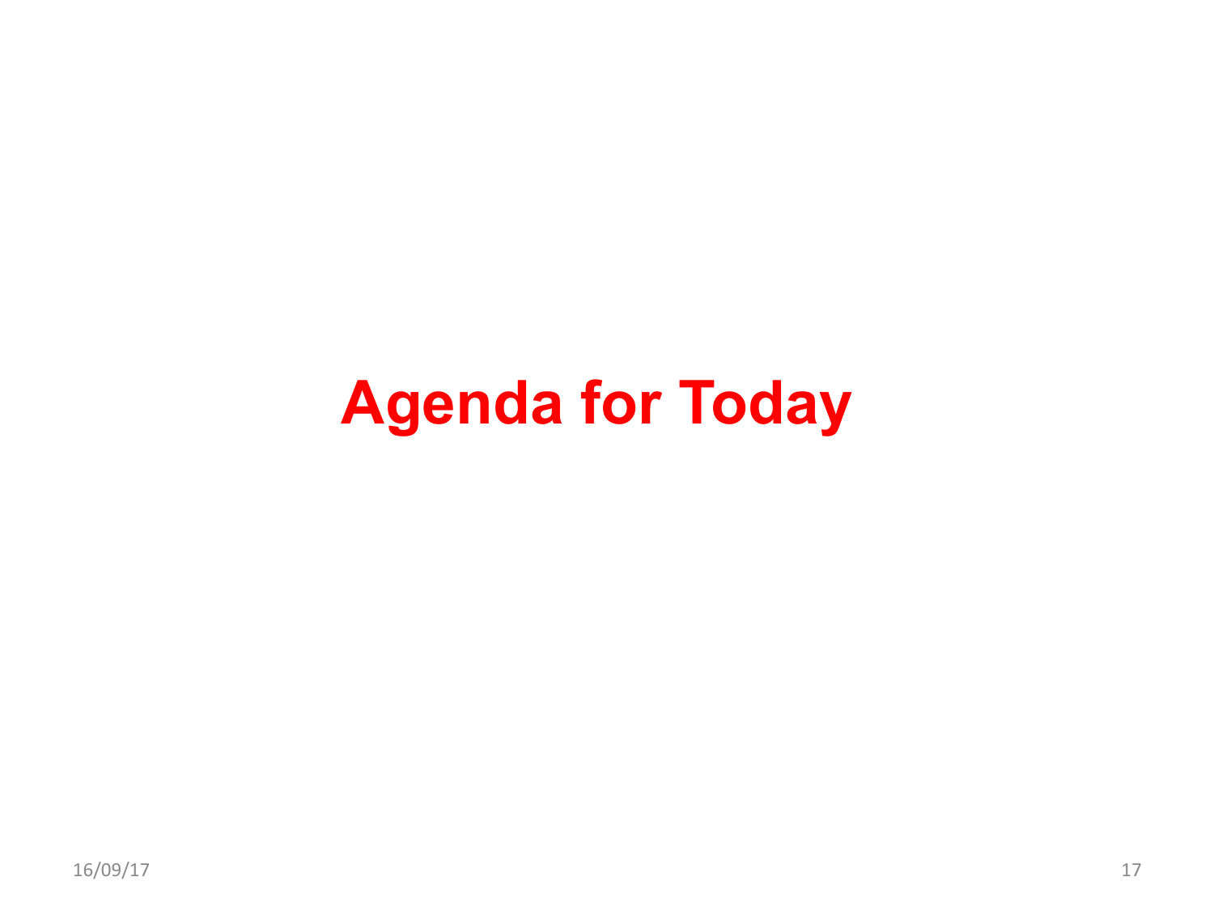# Agenda for Today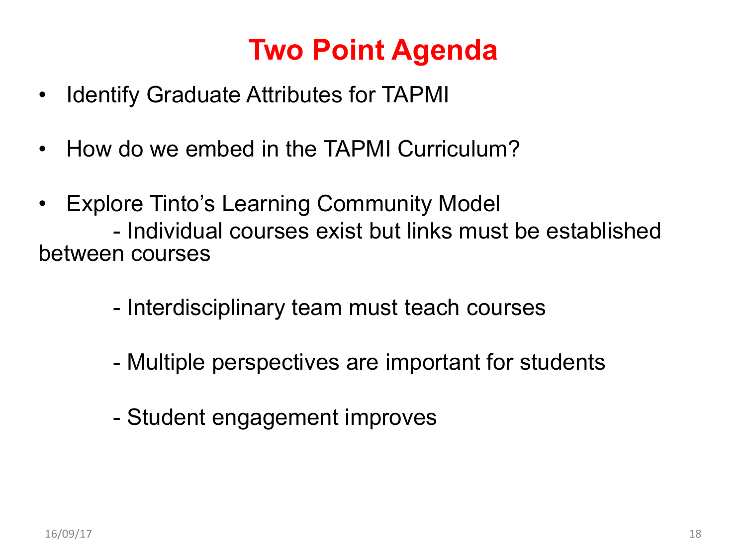# Two Point Agenda

- Identify Graduate Attributes for TAPMI
- How do we embed in the TAPMI Curriculum?
- Explore Tinto's Learning Community Model
  - Individual courses exist but links must be established between courses
  - Interdisciplinary team must teach courses
  - Multiple perspectives are important for students
  - Student engagement improves

16/09/17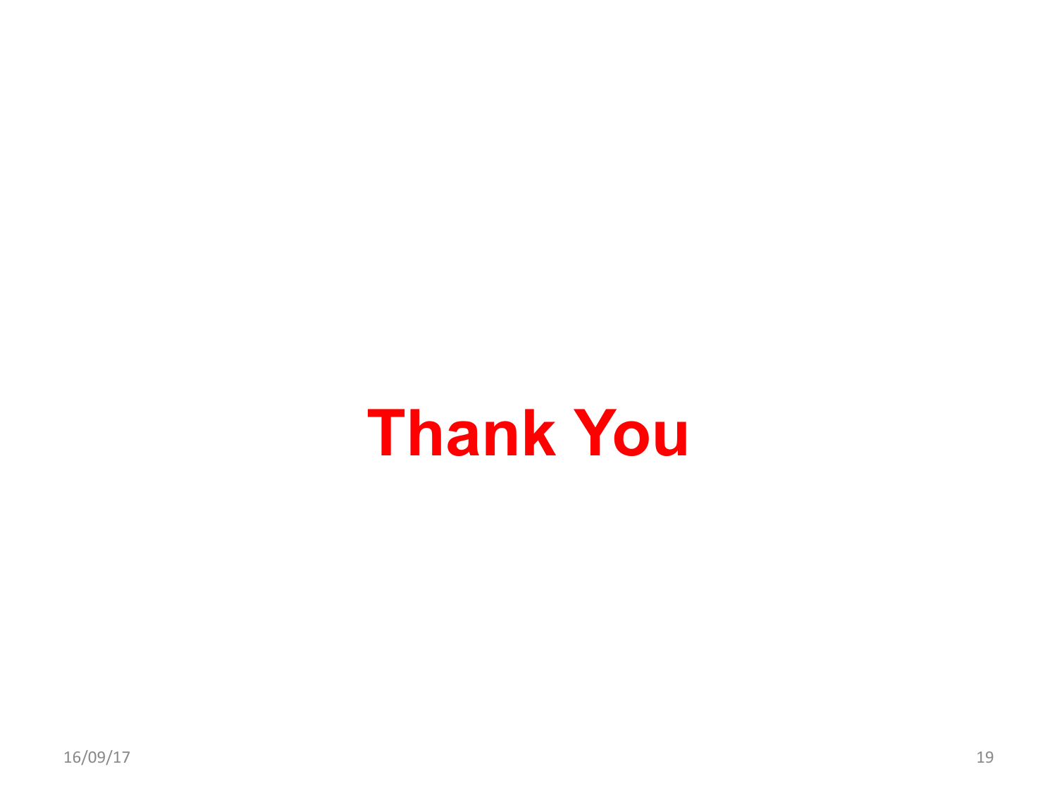# Thank You